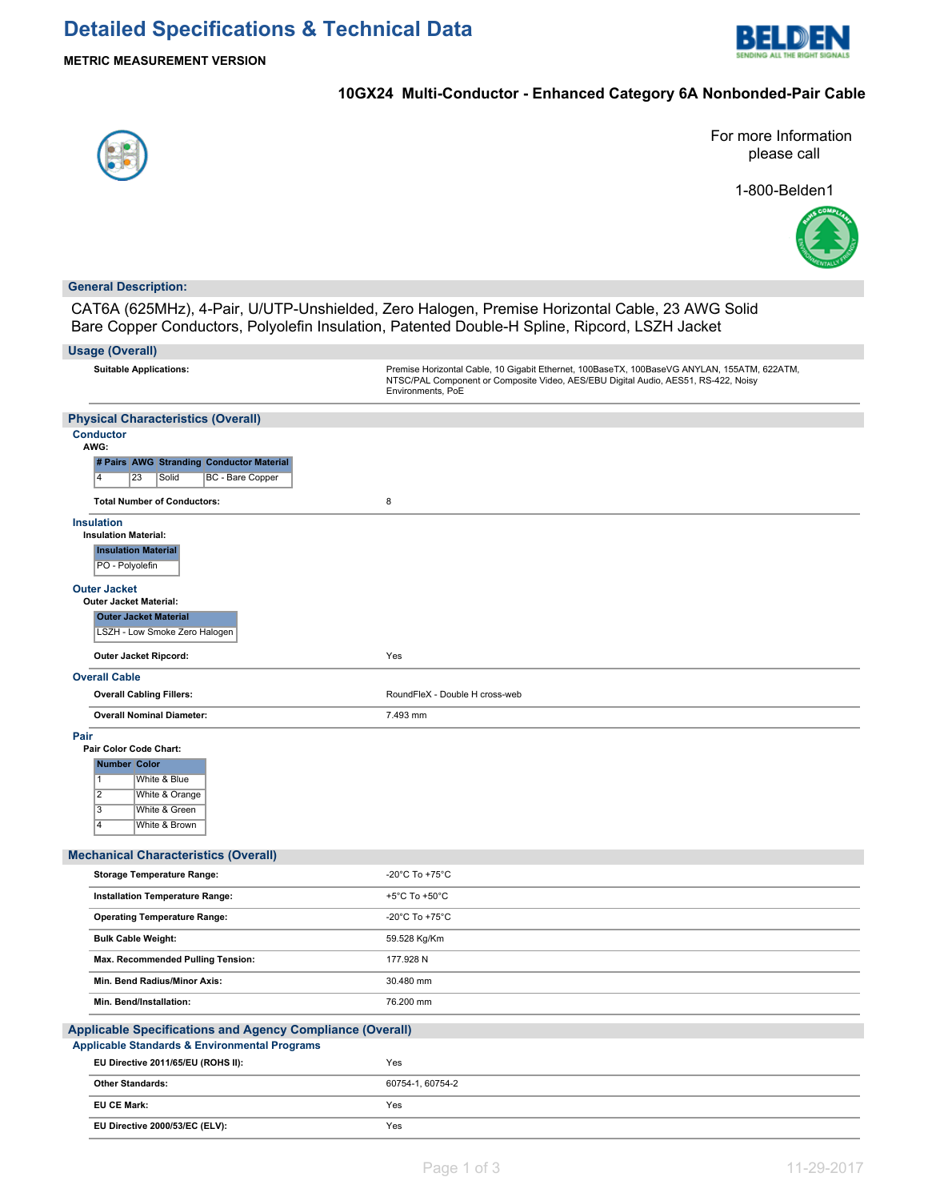# Detailed Specifications & Technical Data

**METRIC MEASUREMENT VERSION**

## 10GX24 Multi-Conductor - Enhanced Category 6A Nonbonded-Pair Cable

For more Information please call

1-800-Belden1

## General Description:

CAT6A (625MHz), 4-Pair, U/UTP-Unshielded, Zero Halogen, Premise Horizontal Cable, 23 AWG Solid Bare Copper Conductors, Polyolefin Insulation, Patented Double-H Spline, Ripcord, LSZH Jacket

## Usage (Overall)

| | |
|---|---|
| **Suitable Applications:** | Premise Horizontal Cable, 10 Gigabit Ethernet, 100BaseTX, 100BaseVG ANYLAN, 155ATM, 622ATM, NTSC/PAL Component or Composite Video, AES/EBU Digital Audio, AES51, RS-422, Noisy Environments, PoE |

## Physical Characteristics (Overall)

### Conductor

**AWG:**

| # Pairs | AWG | Stranding | Conductor Material |
|---|---|---|---|
| 4 | 23 | Solid | BC - Bare Copper |

| | |
|---|---|
| **Total Number of Conductors:** | 8 |

### Insulation

**Insulation Material:**

| Insulation Material |
|---|
| PO - Polyolefin |

### Outer Jacket

**Outer Jacket Material:**

| Outer Jacket Material |
|---|
| LSZH - Low Smoke Zero Halogen |

| | |
|---|---|
| **Outer Jacket Ripcord:** | Yes |

### Overall Cable

| | |
|---|---|
| **Overall Cabling Fillers:** | RoundFleX - Double H cross-web |
| **Overall Nominal Diameter:** | 7.493 mm |

### Pair

**Pair Color Code Chart:**

| Number | Color |
|---|---|
| 1 | White & Blue |
| 2 | White & Orange |
| 3 | White & Green |
| 4 | White & Brown |

## Mechanical Characteristics (Overall)

| | |
|---|---|
| **Storage Temperature Range:** | -20°C To +75°C |
| **Installation Temperature Range:** | +5°C To +50°C |
| **Operating Temperature Range:** | -20°C To +75°C |
| **Bulk Cable Weight:** | 59.528 Kg/Km |
| **Max. Recommended Pulling Tension:** | 177.928 N |
| **Min. Bend Radius/Minor Axis:** | 30.480 mm |
| **Min. Bend/Installation:** | 76.200 mm |

## Applicable Specifications and Agency Compliance (Overall)

### Applicable Standards & Environmental Programs

| | |
|---|---|
| **EU Directive 2011/65/EU (ROHS II):** | Yes |
| **Other Standards:** | 60754-1, 60754-2 |
| **EU CE Mark:** | Yes |
| **EU Directive 2000/53/EC (ELV):** | Yes |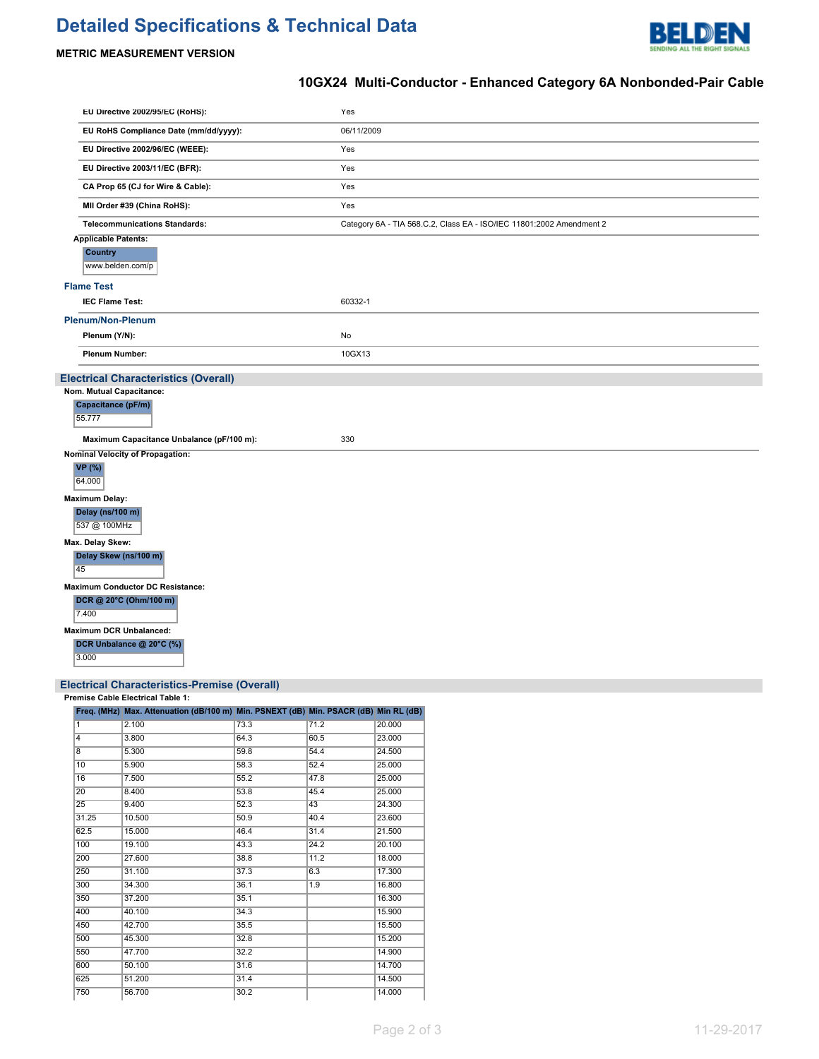# Detailed Specifications & Technical Data

**METRIC MEASUREMENT VERSION**

## 10GX24 Multi-Conductor - Enhanced Category 6A Nonbonded-Pair Cable

| | |
|---|---|
| **EU Directive 2002/95/EC (RoHS):** | Yes |
| **EU RoHS Compliance Date (mm/dd/yyyy):** | 06/11/2009 |
| **EU Directive 2002/96/EC (WEEE):** | Yes |
| **EU Directive 2003/11/EC (BFR):** | Yes |
| **CA Prop 65 (CJ for Wire & Cable):** | Yes |
| **MII Order #39 (China RoHS):** | Yes |
| **Telecommunications Standards:** | Category 6A - TIA 568.C.2, Class EA - ISO/IEC 11801:2002 Amendment 2 |

**Applicable Patents:**

| Country |
|---|
| www.belden.com/p |

### Flame Test

| | |
|---|---|
| **IEC Flame Test:** | 60332-1 |

### Plenum/Non-Plenum

| | |
|---|---|
| **Plenum (Y/N):** | No |
| **Plenum Number:** | 10GX13 |

## Electrical Characteristics (Overall)

**Nom. Mutual Capacitance:**

| Capacitance (pF/m) |
|---|
| 55.777 |

| | |
|---|---|
| **Maximum Capacitance Unbalance (pF/100 m):** | 330 |

**Nominal Velocity of Propagation:**

| VP (%) |
|---|
| 64.000 |

**Maximum Delay:**

| Delay (ns/100 m) |
|---|
| 537 @ 100MHz |

**Max. Delay Skew:**

| Delay Skew (ns/100 m) |
|---|
| 45 |

**Maximum Conductor DC Resistance:**

| DCR @ 20°C (Ohm/100 m) |
|---|
| 7.400 |

**Maximum DCR Unbalanced:**

| DCR Unbalance @ 20°C (%) |
|---|
| 3.000 |

## Electrical Characteristics-Premise (Overall)

**Premise Cable Electrical Table 1:**

| Freq. (MHz) | Max. Attenuation (dB/100 m) | Min. PSNEXT (dB) | Min. PSACR (dB) | Min RL (dB) |
|---|---|---|---|---|
| 1 | 2.100 | 73.3 | 71.2 | 20.000 |
| 4 | 3.800 | 64.3 | 60.5 | 23.000 |
| 8 | 5.300 | 59.8 | 54.4 | 24.500 |
| 10 | 5.900 | 58.3 | 52.4 | 25.000 |
| 16 | 7.500 | 55.2 | 47.8 | 25.000 |
| 20 | 8.400 | 53.8 | 45.4 | 25.000 |
| 25 | 9.400 | 52.3 | 43 | 24.300 |
| 31.25 | 10.500 | 50.9 | 40.4 | 23.600 |
| 62.5 | 15.000 | 46.4 | 31.4 | 21.500 |
| 100 | 19.100 | 43.3 | 24.2 | 20.100 |
| 200 | 27.600 | 38.8 | 11.2 | 18.000 |
| 250 | 31.100 | 37.3 | 6.3 | 17.300 |
| 300 | 34.300 | 36.1 | 1.9 | 16.800 |
| 350 | 37.200 | 35.1 | | 16.300 |
| 400 | 40.100 | 34.3 | | 15.900 |
| 450 | 42.700 | 35.5 | | 15.500 |
| 500 | 45.300 | 32.8 | | 15.200 |
| 550 | 47.700 | 32.2 | | 14.900 |
| 600 | 50.100 | 31.6 | | 14.700 |
| 625 | 51.200 | 31.4 | | 14.500 |
| 750 | 56.700 | 30.2 | | 14.000 |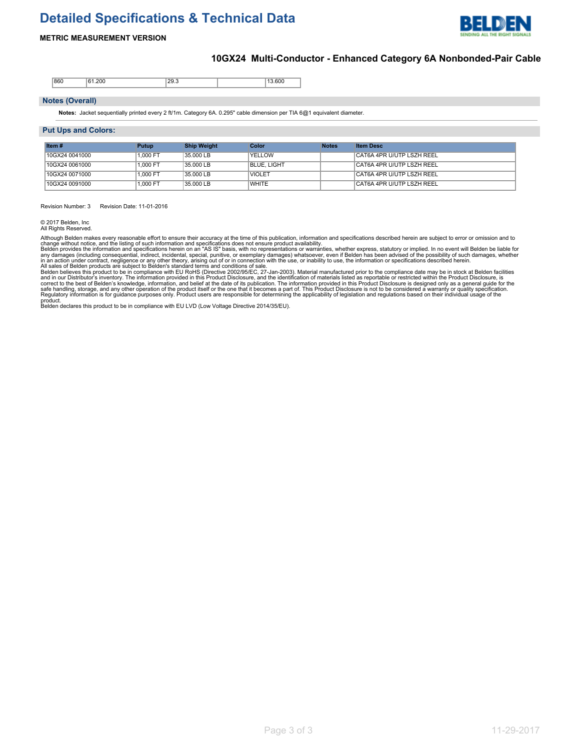| | | | | |
|---|---|---|---|---|
| 860 | 61.200 | 29.3 | | 13.600 |

## Notes (Overall)

**Notes:** Jacket sequentially printed every 2 ft/1m. Category 6A. 0.295" cable dimension per TIA 6@1 equivalent diameter.

## Put Ups and Colors:

| Item # | Putup | Ship Weight | Color | Notes | Item Desc |
|---|---|---|---|---|---|
| 10GX24 0041000 | 1,000 FT | 35.000 LB | YELLOW | | CAT6A 4PR U/UTP LSZH REEL |
| 10GX24 0061000 | 1,000 FT | 35.000 LB | BLUE, LIGHT | | CAT6A 4PR U/UTP LSZH REEL |
| 10GX24 0071000 | 1,000 FT | 35.000 LB | VIOLET | | CAT6A 4PR U/UTP LSZH REEL |
| 10GX24 0091000 | 1,000 FT | 35.000 LB | WHITE | | CAT6A 4PR U/UTP LSZH REEL |

Revision Number: 3 Revision Date: 11-01-2016

© 2017 Belden, Inc
All Rights Reserved.

Although Belden makes every reasonable effort to ensure their accuracy at the time of this publication, information and specifications described herein are subject to error or omission and to change without notice, and the listing of such information and specifications does not ensure product availability.
Belden provides the information and specifications herein on an "AS IS" basis, with no representations or warranties, whether express, statutory or implied. In no event will Belden be liable for any damages (including consequential, indirect, incidental, special, punitive, or exemplary damages) whatsoever, even if Belden has been advised of the possibility of such damages, whether in an action under contract, negligence or any other theory, arising out of or in connection with the use, or inability to use, the information or specifications described herein.
All sales of Belden products are subject to Belden's standard terms and conditions of sale.
Belden believes this product to be in compliance with EU RoHS (Directive 2002/95/EC, 27-Jan-2003). Material manufactured prior to the compliance date may be in stock at Belden facilities and in our Distributor's inventory. The information provided in this Product Disclosure, and the identification of materials listed as reportable or restricted within the Product Disclosure, is correct to the best of Belden's knowledge, information, and belief at the date of its publication. The information provided in this Product Disclosure is designed only as a general guide for the safe handling, storage, and any other operation of the product itself or the one that it becomes a part of. This Product Disclosure is not to be considered a warranty or quality specification. Regulatory information is for guidance purposes only. Product users are responsible for determining the applicability of legislation and regulations based on their individual usage of the product.
Belden declares this product to be in compliance with EU LVD (Low Voltage Directive 2014/35/EU).